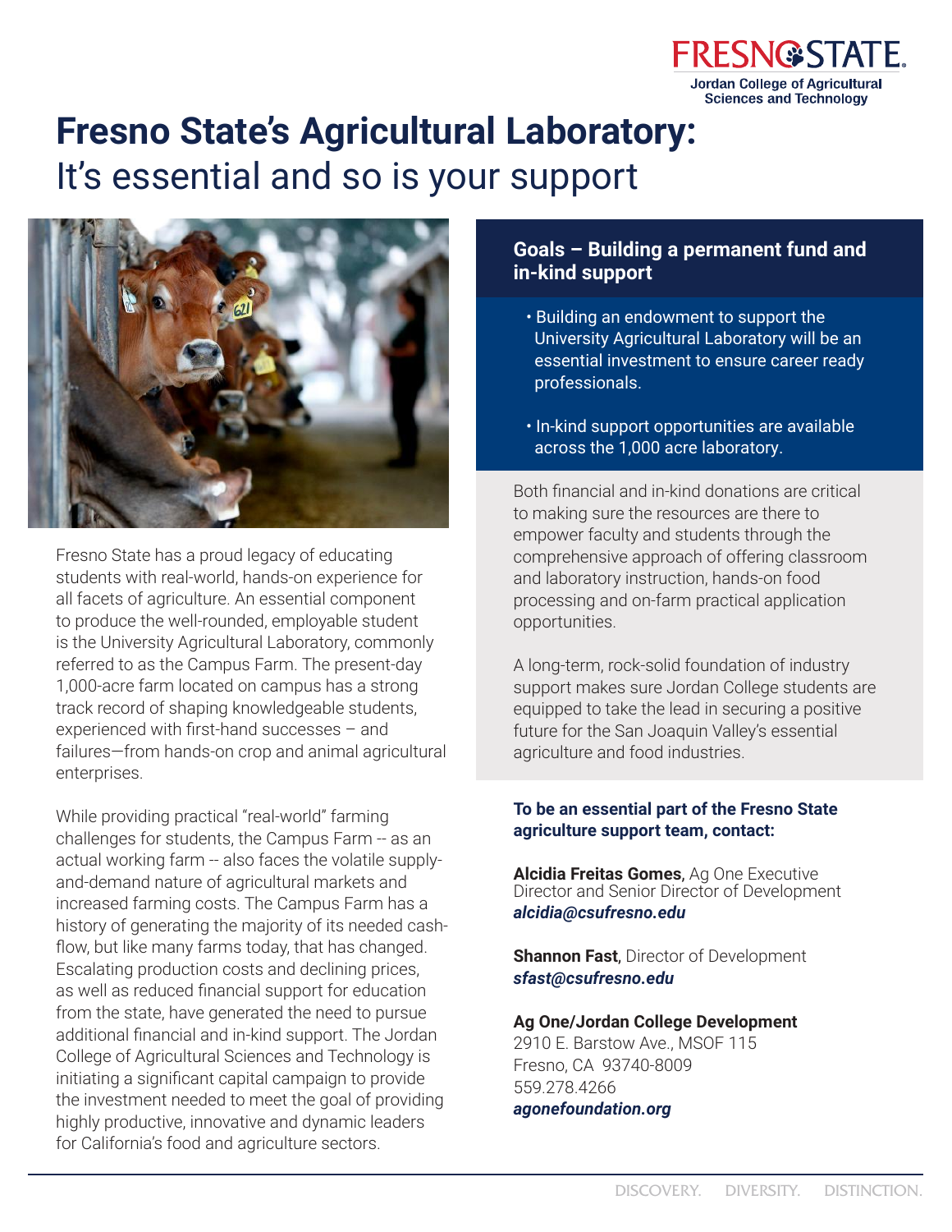Jordan College of Agricultural Sciences and Technology

# Fresno State's Agricultural Laboratory:
## It's essential and so is your support

Fresno State has a proud legacy of educating students with real-world, hands-on experience for all facets of agriculture. An essential component to produce the well-rounded, employable student is the University Agricultural Laboratory, commonly referred to as the Campus Farm. The present-day 1,000-acre farm located on campus has a strong track record of shaping knowledgeable students, experienced with first-hand successes – and failures—from hands-on crop and animal agricultural enterprises.

While providing practical "real-world" farming challenges for students, the Campus Farm -- as an actual working farm -- also faces the volatile supply-and-demand nature of agricultural markets and increased farming costs. The Campus Farm has a history of generating the majority of its needed cash-flow, but like many farms today, that has changed. Escalating production costs and declining prices, as well as reduced financial support for education from the state, have generated the need to pursue additional financial and in-kind support. The Jordan College of Agricultural Sciences and Technology is initiating a significant capital campaign to provide the investment needed to meet the goal of providing highly productive, innovative and dynamic leaders for California's food and agriculture sectors.

### Goals – Building a permanent fund and in-kind support

- Building an endowment to support the University Agricultural Laboratory will be an essential investment to ensure career ready professionals.
- In-kind support opportunities are available across the 1,000 acre laboratory.

Both financial and in-kind donations are critical to making sure the resources are there to empower faculty and students through the comprehensive approach of offering classroom and laboratory instruction, hands-on food processing and on-farm practical application opportunities.

A long-term, rock-solid foundation of industry support makes sure Jordan College students are equipped to take the lead in securing a positive future for the San Joaquin Valley's essential agriculture and food industries.

**To be an essential part of the Fresno State agriculture support team, contact:**

**Alcidia Freitas Gomes**, Ag One Executive Director and Senior Director of Development
***alcidia@csufresno.edu***

**Shannon Fast**, Director of Development
***sfast@csufresno.edu***

**Ag One/Jordan College Development**
2910 E. Barstow Ave., MSOF 115
Fresno, CA 93740-8009
559.278.4266
***agonefoundation.org***

DISCOVERY. DIVERSITY. DISTINCTION.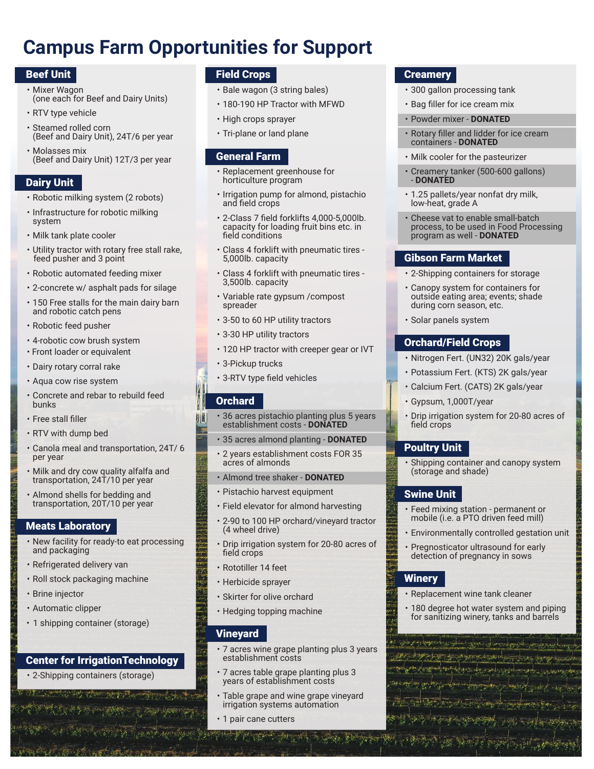# Campus Farm Opportunities for Support

## Beef Unit

- Mixer Wagon (one each for Beef and Dairy Units)
- RTV type vehicle
- Steamed rolled corn (Beef and Dairy Unit), 24T/6 per year
- Molasses mix (Beef and Dairy Unit) 12T/3 per year

## Dairy Unit

- Robotic milking system (2 robots)
- Infrastructure for robotic milking system
- Milk tank plate cooler
- Utility tractor with rotary free stall rake, feed pusher and 3 point
- Robotic automated feeding mixer
- 2-concrete w/ asphalt pads for silage
- 150 Free stalls for the main dairy barn and robotic catch pens
- Robotic feed pusher
- 4-robotic cow brush system
- Front loader or equivalent
- Dairy rotary corral rake
- Aqua cow rise system
- Concrete and rebar to rebuild feed bunks
- Free stall filler
- RTV with dump bed
- Canola meal and transportation, 24T/ 6 per year
- Milk and dry cow quality alfalfa and transportation, 24T/10 per year
- Almond shells for bedding and transportation, 20T/10 per year

## Meats Laboratory

- New facility for ready-to eat processing and packaging
- Refrigerated delivery van
- Roll stock packaging machine
- Brine injector
- Automatic clipper
- 1 shipping container (storage)

## Center for IrrigationTechnology

- 2-Shipping containers (storage)

## Field Crops

- Bale wagon (3 string bales)
- 180-190 HP Tractor with MFWD
- High crops sprayer
- Tri-plane or land plane

## General Farm

- Replacement greenhouse for horticulture program
- Irrigation pump for almond, pistachio and field crops
- 2-Class 7 field forklifts 4,000-5,000lb. capacity for loading fruit bins etc. in field conditions
- Class 4 forklift with pneumatic tires - 5,000lb. capacity
- Class 4 forklift with pneumatic tires - 3,500lb. capacity
- Variable rate gypsum /compost spreader
- 3-50 to 60 HP utility tractors
- 3-30 HP utility tractors
- 120 HP tractor with creeper gear or IVT
- 3-Pickup trucks
- 3-RTV type field vehicles

## Orchard

- 36 acres pistachio planting plus 5 years establishment costs - **DONATED**
- 35 acres almond planting - **DONATED**
- 2 years establishment costs FOR 35 acres of almonds
- Almond tree shaker - **DONATED**
- Pistachio harvest equipment
- Field elevator for almond harvesting
- 2-90 to 100 HP orchard/vineyard tractor (4 wheel drive)
- Drip irrigation system for 20-80 acres of field crops
- Rototiller 14 feet
- Herbicide sprayer
- Skirter for olive orchard
- Hedging topping machine

## Vineyard

- 7 acres wine grape planting plus 3 years establishment costs
- 7 acres table grape planting plus 3 years of establishment costs
- Table grape and wine grape vineyard irrigation systems automation
- 1 pair cane cutters

## Creamery

- 300 gallon processing tank
- Bag filler for ice cream mix
- Powder mixer - **DONATED**
- Rotary filler and lidder for ice cream containers - **DONATED**
- Milk cooler for the pasteurizer
- Creamery tanker (500-600 gallons) - **DONATED**
- 1.25 pallets/year nonfat dry milk, low-heat, grade A
- Cheese vat to enable small-batch process, to be used in Food Processing program as well - **DONATED**

## Gibson Farm Market

- 2-Shipping containers for storage
- Canopy system for containers for outside eating area; events; shade during corn season, etc.
- Solar panels system

## Orchard/Field Crops

- Nitrogen Fert. (UN32) 20K gals/year
- Potassium Fert. (KTS) 2K gals/year
- Calcium Fert. (CATS) 2K gals/year
- Gypsum, 1,000T/year
- Drip irrigation system for 20-80 acres of field crops

## Poultry Unit

- Shipping container and canopy system (storage and shade)

## Swine Unit

- Feed mixing station - permanent or mobile (i.e. a PTO driven feed mill)
- Environmentally controlled gestation unit
- Pregnosticator ultrasound for early detection of pregnancy in sows

## Winery

- Replacement wine tank cleaner
- 180 degree hot water system and piping for sanitizing winery, tanks and barrels